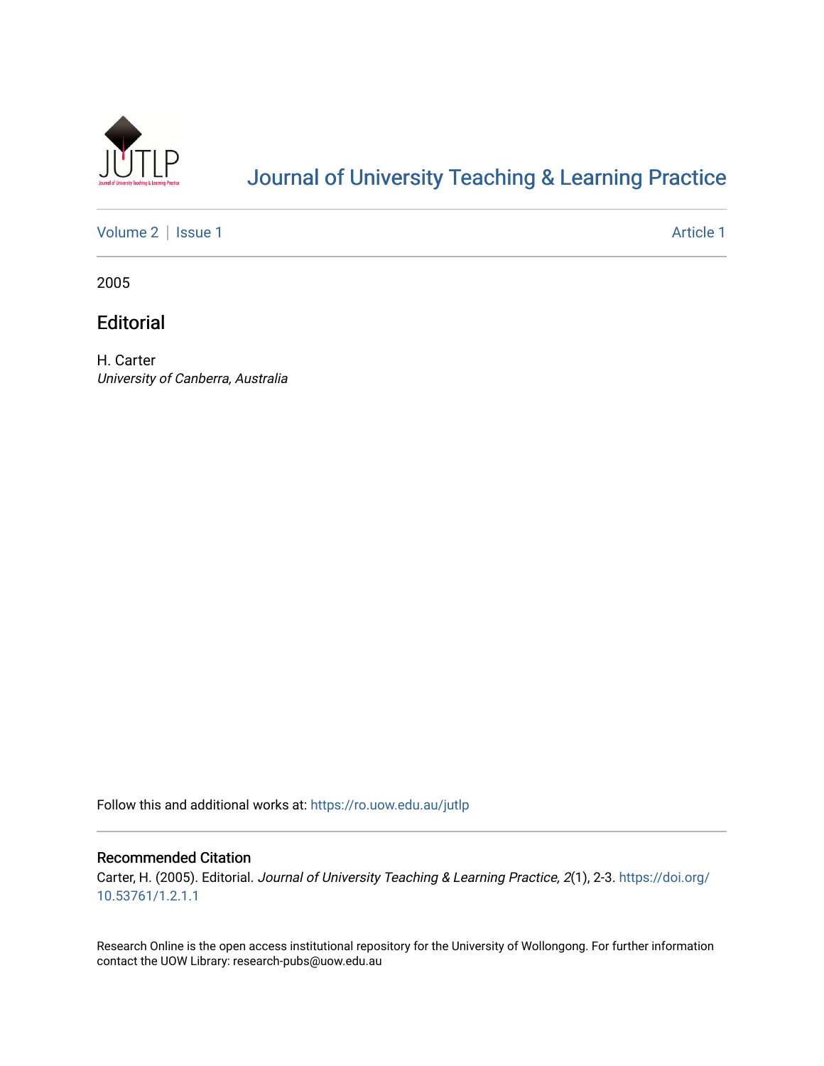# Journal of University Teaching & Learning Practice

Volume 2 | Issue 1 Article 1

2005

## Editorial

H. Carter
*University of Canberra, Australia*

Follow this and additional works at: https://ro.uow.edu.au/jutlp

### Recommended Citation

Carter, H. (2005). Editorial. *Journal of University Teaching & Learning Practice, 2*(1), 2-3. https://doi.org/10.53761/1.2.1.1

Research Online is the open access institutional repository for the University of Wollongong. For further information contact the UOW Library: research-pubs@uow.edu.au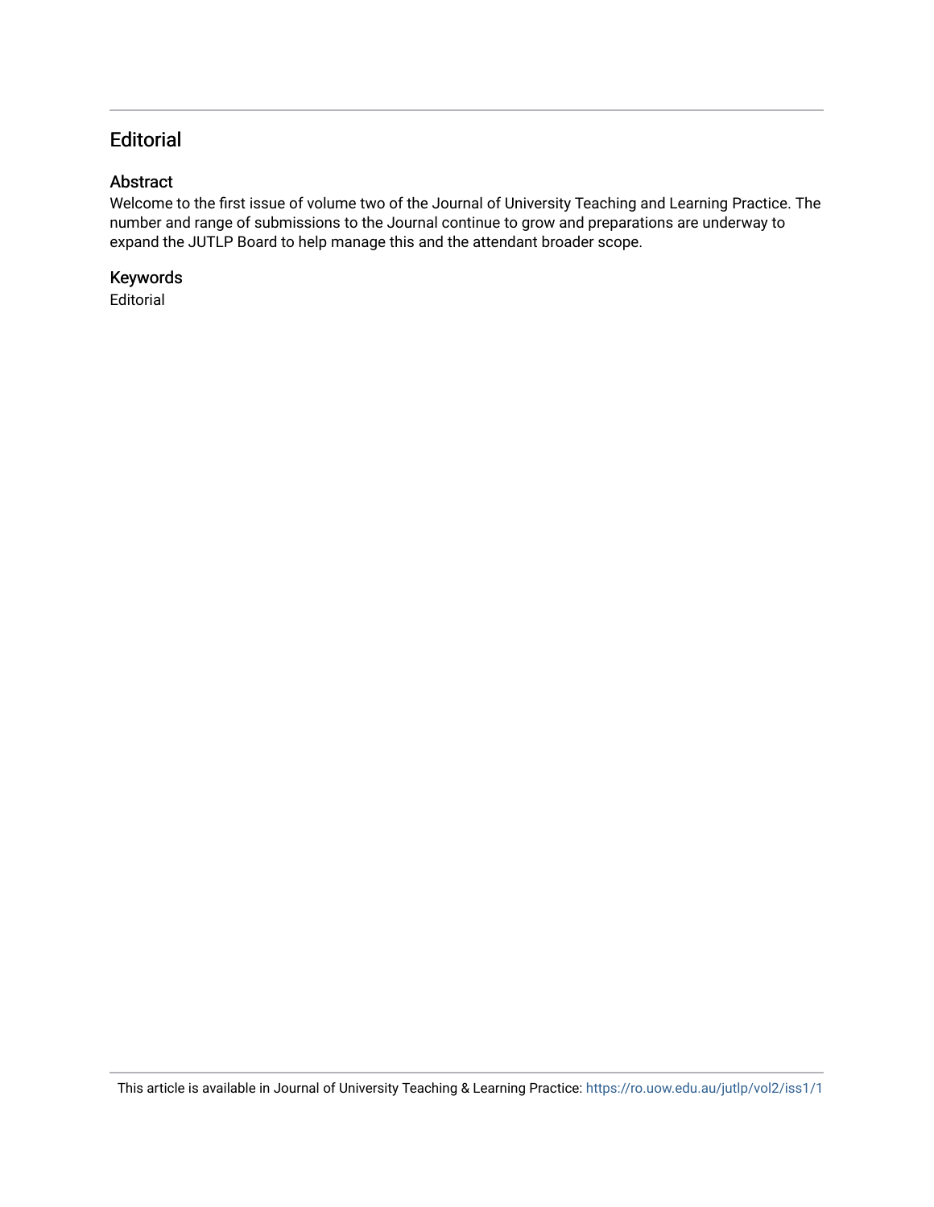# Editorial

## Abstract

Welcome to the first issue of volume two of the Journal of University Teaching and Learning Practice. The number and range of submissions to the Journal continue to grow and preparations are underway to expand the JUTLP Board to help manage this and the attendant broader scope.

## Keywords

Editorial

This article is available in Journal of University Teaching & Learning Practice: https://ro.uow.edu.au/jutlp/vol2/iss1/1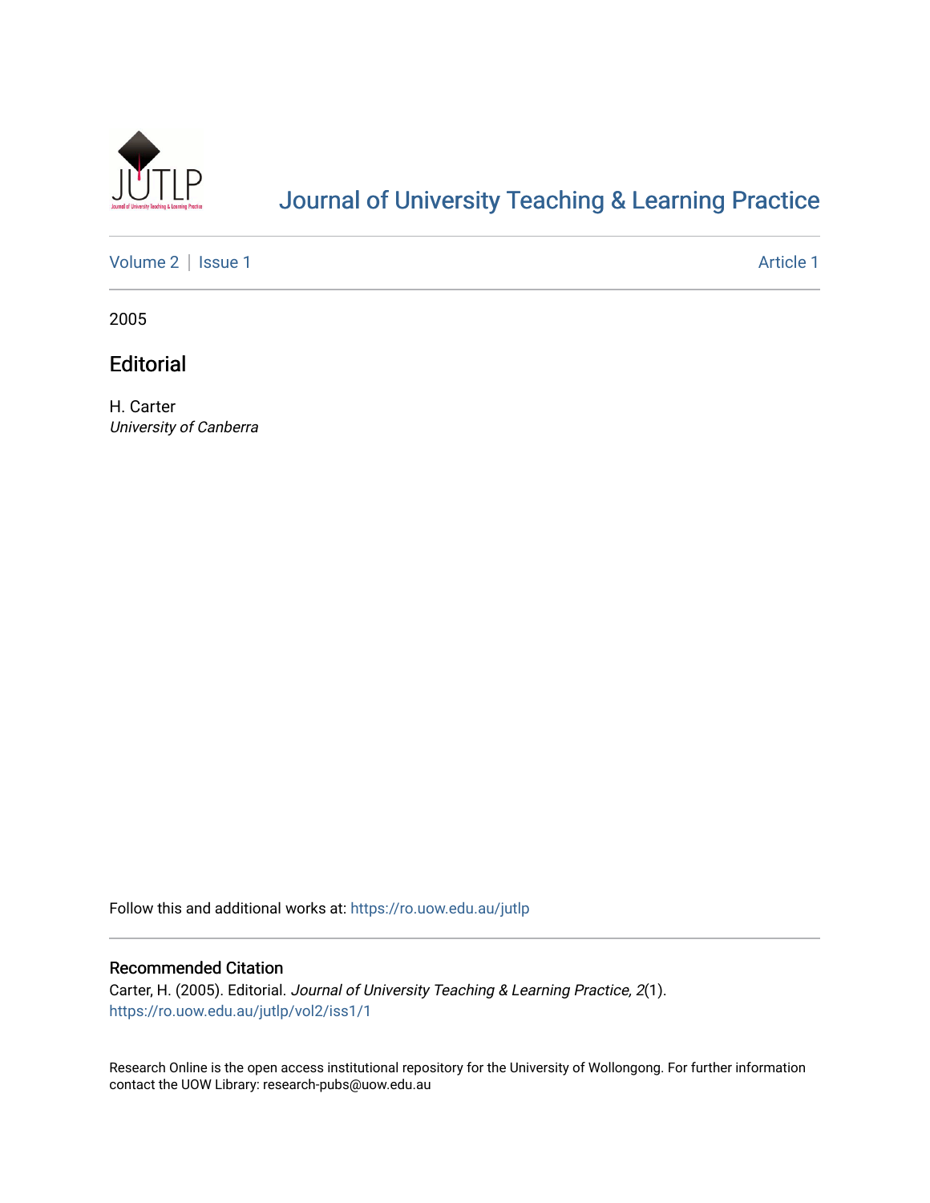# Journal of University Teaching & Learning Practice

Volume 2 | Issue 1 Article 1

2005

## Editorial

H. Carter
*University of Canberra*

Follow this and additional works at: https://ro.uow.edu.au/jutlp

### Recommended Citation

Carter, H. (2005). Editorial. *Journal of University Teaching & Learning Practice, 2*(1).
https://ro.uow.edu.au/jutlp/vol2/iss1/1

Research Online is the open access institutional repository for the University of Wollongong. For further information contact the UOW Library: research-pubs@uow.edu.au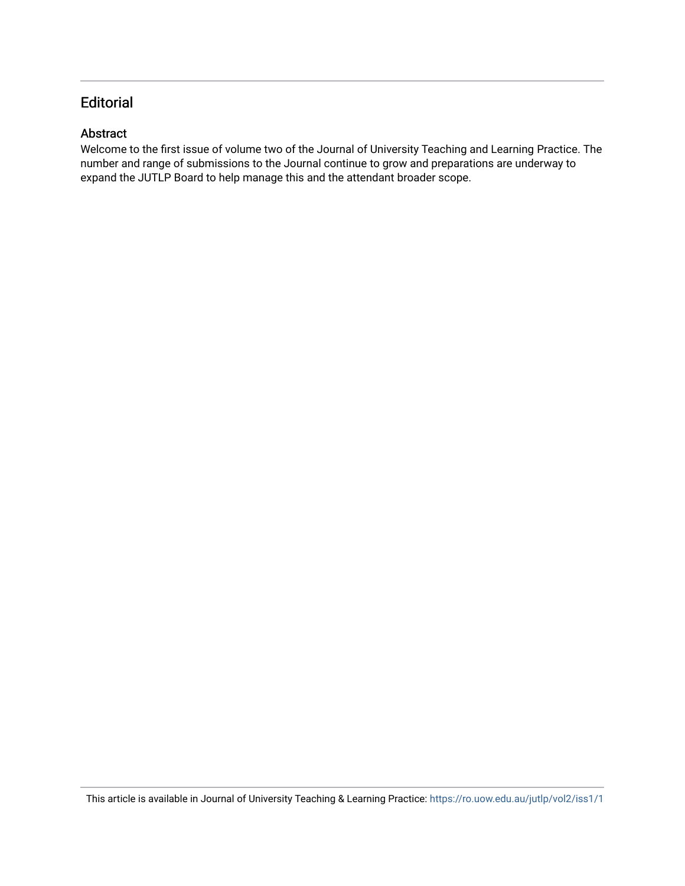# Editorial

## Abstract

Welcome to the first issue of volume two of the Journal of University Teaching and Learning Practice. The number and range of submissions to the Journal continue to grow and preparations are underway to expand the JUTLP Board to help manage this and the attendant broader scope.

This article is available in Journal of University Teaching & Learning Practice: https://ro.uow.edu.au/jutlp/vol2/iss1/1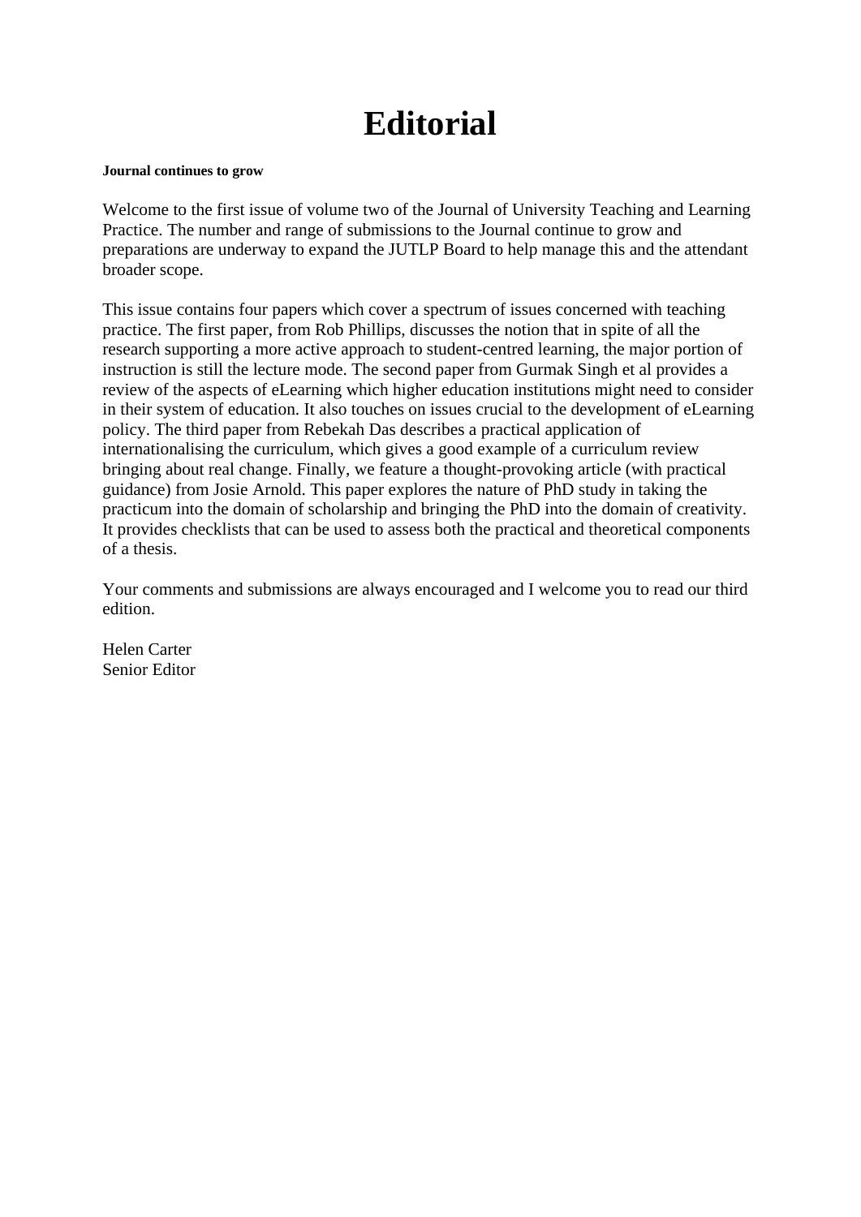# Editorial

**Journal continues to grow**

Welcome to the first issue of volume two of the Journal of University Teaching and Learning Practice. The number and range of submissions to the Journal continue to grow and preparations are underway to expand the JUTLP Board to help manage this and the attendant broader scope.

This issue contains four papers which cover a spectrum of issues concerned with teaching practice. The first paper, from Rob Phillips, discusses the notion that in spite of all the research supporting a more active approach to student-centred learning, the major portion of instruction is still the lecture mode. The second paper from Gurmak Singh et al provides a review of the aspects of eLearning which higher education institutions might need to consider in their system of education. It also touches on issues crucial to the development of eLearning policy. The third paper from Rebekah Das describes a practical application of internationalising the curriculum, which gives a good example of a curriculum review bringing about real change. Finally, we feature a thought-provoking article (with practical guidance) from Josie Arnold. This paper explores the nature of PhD study in taking the practicum into the domain of scholarship and bringing the PhD into the domain of creativity. It provides checklists that can be used to assess both the practical and theoretical components of a thesis.

Your comments and submissions are always encouraged and I welcome you to read our third edition.

Helen Carter
Senior Editor